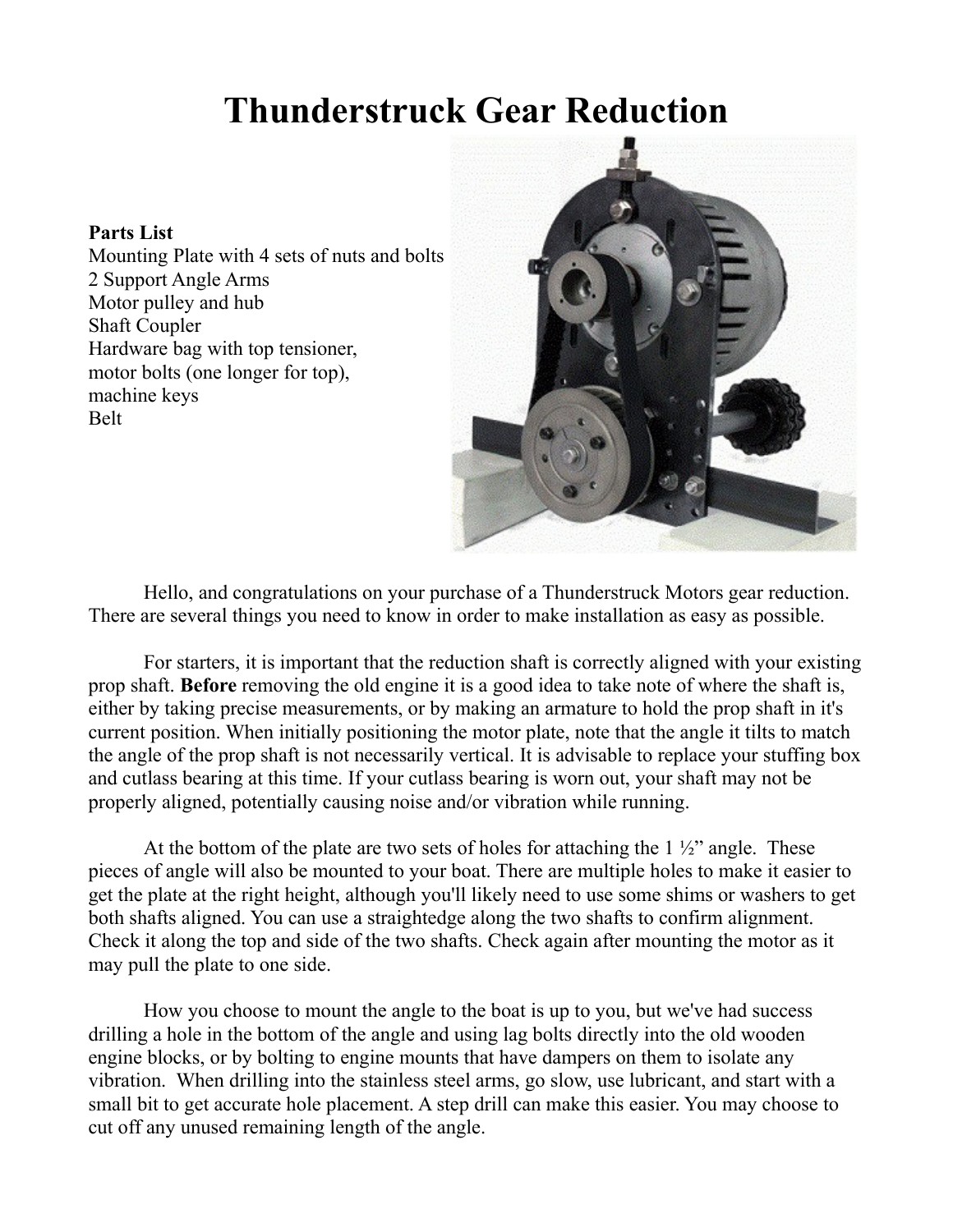# Thunderstruck Gear Reduction

**Parts List**
Mounting Plate with 4 sets of nuts and bolts
2 Support Angle Arms
Motor pulley and hub
Shaft Coupler
Hardware bag with top tensioner,
motor bolts (one longer for top),
machine keys
Belt

Hello, and congratulations on your purchase of a Thunderstruck Motors gear reduction. There are several things you need to know in order to make installation as easy as possible.

For starters, it is important that the reduction shaft is correctly aligned with your existing prop shaft. **Before** removing the old engine it is a good idea to take note of where the shaft is, either by taking precise measurements, or by making an armature to hold the prop shaft in it's current position. When initially positioning the motor plate, note that the angle it tilts to match the angle of the prop shaft is not necessarily vertical. It is advisable to replace your stuffing box and cutlass bearing at this time. If your cutlass bearing is worn out, your shaft may not be properly aligned, potentially causing noise and/or vibration while running.

At the bottom of the plate are two sets of holes for attaching the 1 ½" angle. These pieces of angle will also be mounted to your boat. There are multiple holes to make it easier to get the plate at the right height, although you'll likely need to use some shims or washers to get both shafts aligned. You can use a straightedge along the two shafts to confirm alignment. Check it along the top and side of the two shafts. Check again after mounting the motor as it may pull the plate to one side.

How you choose to mount the angle to the boat is up to you, but we've had success drilling a hole in the bottom of the angle and using lag bolts directly into the old wooden engine blocks, or by bolting to engine mounts that have dampers on them to isolate any vibration. When drilling into the stainless steel arms, go slow, use lubricant, and start with a small bit to get accurate hole placement. A step drill can make this easier. You may choose to cut off any unused remaining length of the angle.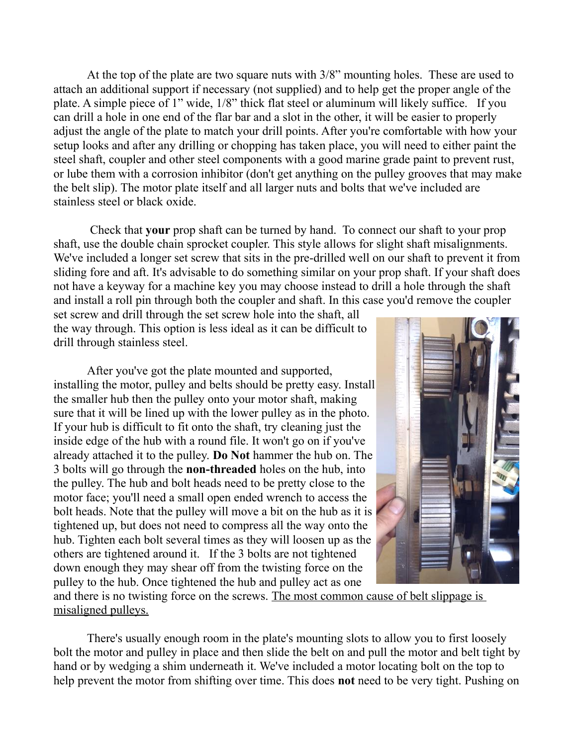At the top of the plate are two square nuts with 3/8" mounting holes. These are used to attach an additional support if necessary (not supplied) and to help get the proper angle of the plate. A simple piece of 1" wide, 1/8" thick flat steel or aluminum will likely suffice. If you can drill a hole in one end of the flar bar and a slot in the other, it will be easier to properly adjust the angle of the plate to match your drill points. After you're comfortable with how your setup looks and after any drilling or chopping has taken place, you will need to either paint the steel shaft, coupler and other steel components with a good marine grade paint to prevent rust, or lube them with a corrosion inhibitor (don't get anything on the pulley grooves that may make the belt slip). The motor plate itself and all larger nuts and bolts that we've included are stainless steel or black oxide.

Check that **your** prop shaft can be turned by hand. To connect our shaft to your prop shaft, use the double chain sprocket coupler. This style allows for slight shaft misalignments. We've included a longer set screw that sits in the pre-drilled well on our shaft to prevent it from sliding fore and aft. It's advisable to do something similar on your prop shaft. If your shaft does not have a keyway for a machine key you may choose instead to drill a hole through the shaft and install a roll pin through both the coupler and shaft. In this case you'd remove the coupler set screw and drill through the set screw hole into the shaft, all the way through. This option is less ideal as it can be difficult to drill through stainless steel.

After you've got the plate mounted and supported, installing the motor, pulley and belts should be pretty easy. Install the smaller hub then the pulley onto your motor shaft, making sure that it will be lined up with the lower pulley as in the photo. If your hub is difficult to fit onto the shaft, try cleaning just the inside edge of the hub with a round file. It won't go on if you've already attached it to the pulley. **Do Not** hammer the hub on. The 3 bolts will go through the **non-threaded** holes on the hub, into the pulley. The hub and bolt heads need to be pretty close to the motor face; you'll need a small open ended wrench to access the bolt heads. Note that the pulley will move a bit on the hub as it is tightened up, but does not need to compress all the way onto the hub. Tighten each bolt several times as they will loosen up as the others are tightened around it. If the 3 bolts are not tightened down enough they may shear off from the twisting force on the pulley to the hub. Once tightened the hub and pulley act as one and there is no twisting force on the screws. <u>The most common cause of belt slippage is misaligned pulleys.</u>

There's usually enough room in the plate's mounting slots to allow you to first loosely bolt the motor and pulley in place and then slide the belt on and pull the motor and belt tight by hand or by wedging a shim underneath it. We've included a motor locating bolt on the top to help prevent the motor from shifting over time. This does **not** need to be very tight. Pushing on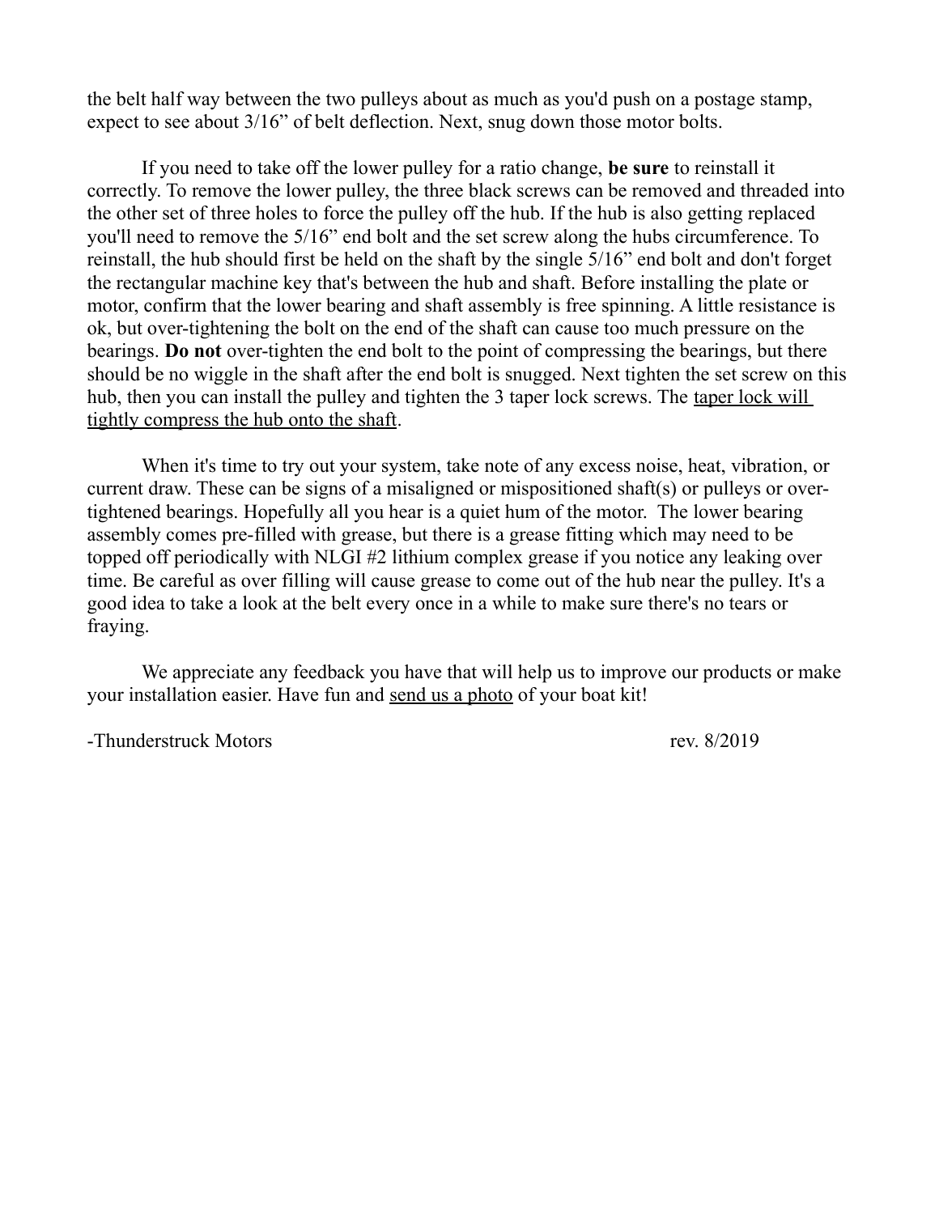the belt half way between the two pulleys about as much as you'd push on a postage stamp, expect to see about 3/16" of belt deflection. Next, snug down those motor bolts.

If you need to take off the lower pulley for a ratio change, **be sure** to reinstall it correctly. To remove the lower pulley, the three black screws can be removed and threaded into the other set of three holes to force the pulley off the hub. If the hub is also getting replaced you'll need to remove the 5/16" end bolt and the set screw along the hubs circumference. To reinstall, the hub should first be held on the shaft by the single 5/16" end bolt and don't forget the rectangular machine key that's between the hub and shaft. Before installing the plate or motor, confirm that the lower bearing and shaft assembly is free spinning. A little resistance is ok, but over-tightening the bolt on the end of the shaft can cause too much pressure on the bearings. **Do not** over-tighten the end bolt to the point of compressing the bearings, but there should be no wiggle in the shaft after the end bolt is snugged. Next tighten the set screw on this hub, then you can install the pulley and tighten the 3 taper lock screws. The taper lock will tightly compress the hub onto the shaft.

When it's time to try out your system, take note of any excess noise, heat, vibration, or current draw. These can be signs of a misaligned or mispositioned shaft(s) or pulleys or over-tightened bearings. Hopefully all you hear is a quiet hum of the motor. The lower bearing assembly comes pre-filled with grease, but there is a grease fitting which may need to be topped off periodically with NLGI #2 lithium complex grease if you notice any leaking over time. Be careful as over filling will cause grease to come out of the hub near the pulley. It's a good idea to take a look at the belt every once in a while to make sure there's no tears or fraying.

We appreciate any feedback you have that will help us to improve our products or make your installation easier. Have fun and send us a photo of your boat kit!

-Thunderstruck Motors

rev. 8/2019